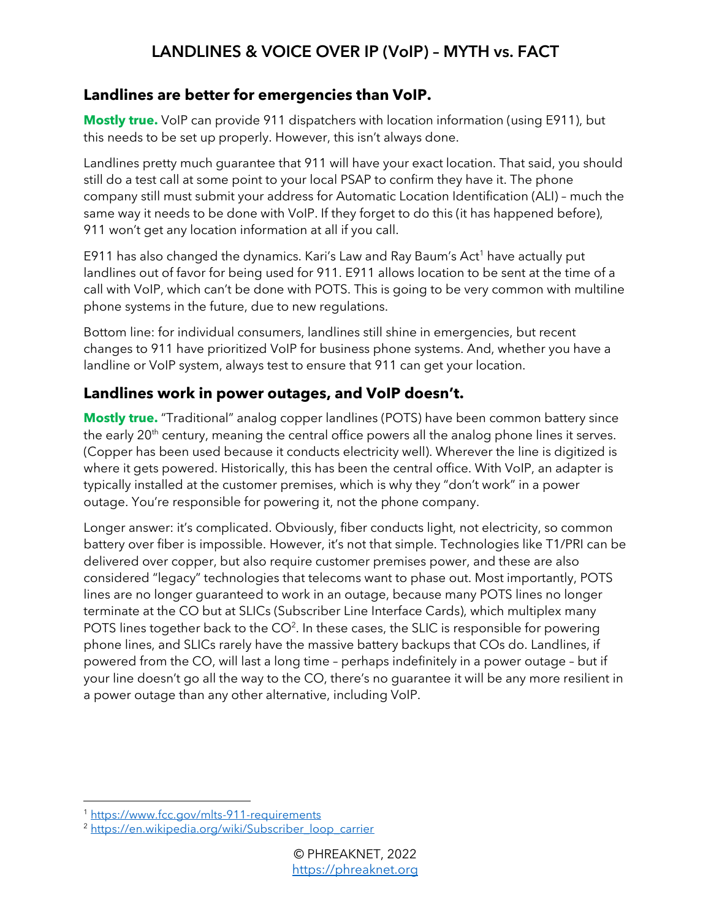# LANDLINES & VOICE OVER IP (VoIP) – MYTH vs. FACT

## Landlines are better for emergencies than VoIP.

**Mostly true.** VoIP can provide 911 dispatchers with location information (using E911), but this needs to be set up properly. However, this isn't always done.

Landlines pretty much guarantee that 911 will have your exact location. That said, you should still do a test call at some point to your local PSAP to confirm they have it. The phone company still must submit your address for Automatic Location Identification (ALI) – much the same way it needs to be done with VoIP. If they forget to do this (it has happened before), 911 won't get any location information at all if you call.

E911 has also changed the dynamics. Kari's Law and Ray Baum's Act[1] have actually put landlines out of favor for being used for 911. E911 allows location to be sent at the time of a call with VoIP, which can't be done with POTS. This is going to be very common with multiline phone systems in the future, due to new regulations.

Bottom line: for individual consumers, landlines still shine in emergencies, but recent changes to 911 have prioritized VoIP for business phone systems. And, whether you have a landline or VoIP system, always test to ensure that 911 can get your location.

## Landlines work in power outages, and VoIP doesn't.

**Mostly true.** "Traditional" analog copper landlines (POTS) have been common battery since the early 20th century, meaning the central office powers all the analog phone lines it serves. (Copper has been used because it conducts electricity well). Wherever the line is digitized is where it gets powered. Historically, this has been the central office. With VoIP, an adapter is typically installed at the customer premises, which is why they "don't work" in a power outage. You're responsible for powering it, not the phone company.

Longer answer: it's complicated. Obviously, fiber conducts light, not electricity, so common battery over fiber is impossible. However, it's not that simple. Technologies like T1/PRI can be delivered over copper, but also require customer premises power, and these are also considered "legacy" technologies that telecoms want to phase out. Most importantly, POTS lines are no longer guaranteed to work in an outage, because many POTS lines no longer terminate at the CO but at SLICs (Subscriber Line Interface Cards), which multiplex many POTS lines together back to the CO[2]. In these cases, the SLIC is responsible for powering phone lines, and SLICs rarely have the massive battery backups that COs do. Landlines, if powered from the CO, will last a long time – perhaps indefinitely in a power outage – but if your line doesn't go all the way to the CO, there's no guarantee it will be any more resilient in a power outage than any other alternative, including VoIP.

---

[1] https://www.fcc.gov/mlts-911-requirements

[2] https://en.wikipedia.org/wiki/Subscriber_loop_carrier

© PHREAKNET, 2022
https://phreaknet.org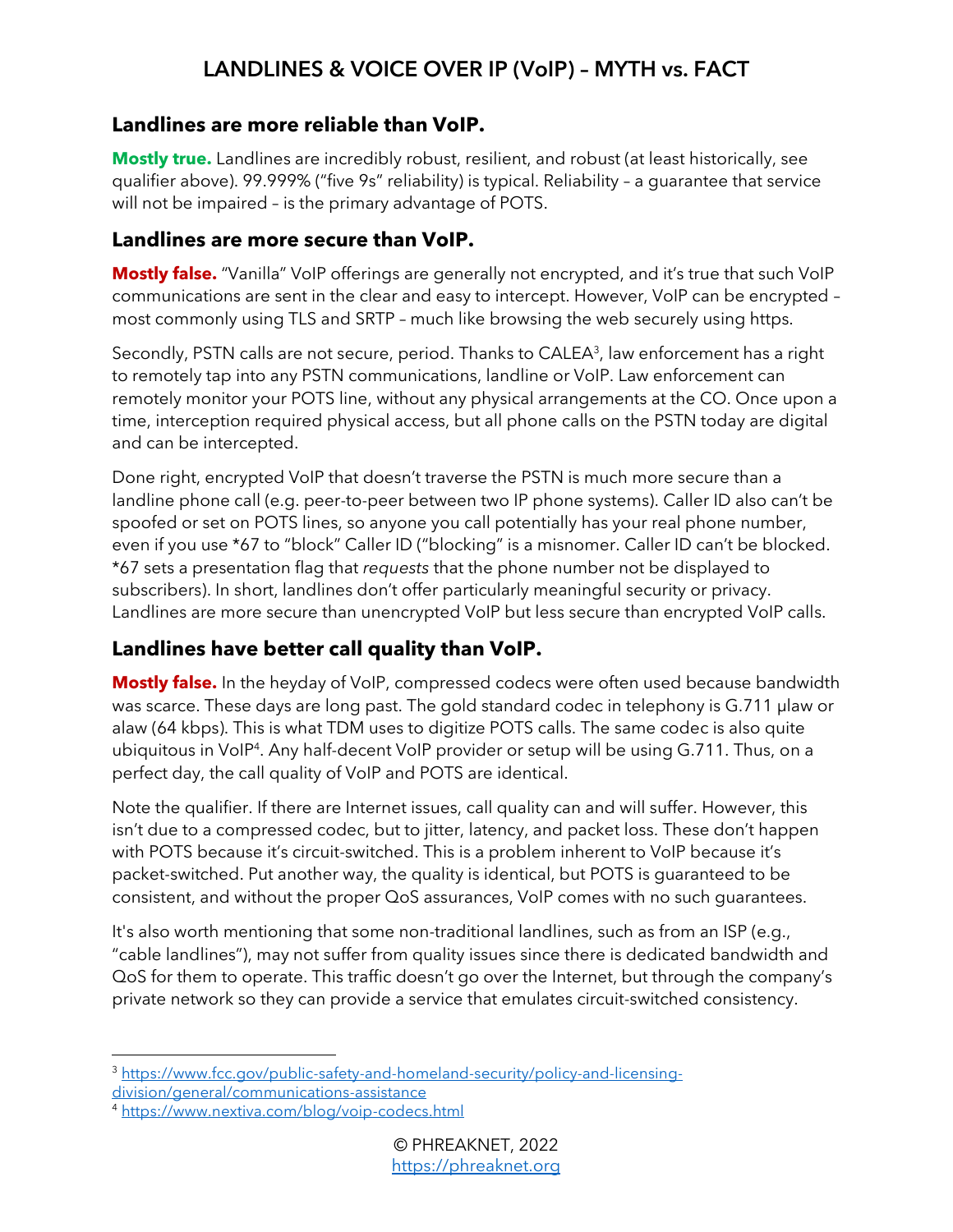# LANDLINES & VOICE OVER IP (VoIP) – MYTH vs. FACT

## Landlines are more reliable than VoIP.

**Mostly true.** Landlines are incredibly robust, resilient, and robust (at least historically, see qualifier above). 99.999% ("five 9s" reliability) is typical. Reliability – a guarantee that service will not be impaired – is the primary advantage of POTS.

## Landlines are more secure than VoIP.

**Mostly false.** "Vanilla" VoIP offerings are generally not encrypted, and it's true that such VoIP communications are sent in the clear and easy to intercept. However, VoIP can be encrypted – most commonly using TLS and SRTP – much like browsing the web securely using https.

Secondly, PSTN calls are not secure, period. Thanks to CALEA[3], law enforcement has a right to remotely tap into any PSTN communications, landline or VoIP. Law enforcement can remotely monitor your POTS line, without any physical arrangements at the CO. Once upon a time, interception required physical access, but all phone calls on the PSTN today are digital and can be intercepted.

Done right, encrypted VoIP that doesn't traverse the PSTN is much more secure than a landline phone call (e.g. peer-to-peer between two IP phone systems). Caller ID also can't be spoofed or set on POTS lines, so anyone you call potentially has your real phone number, even if you use *67 to "block" Caller ID ("blocking" is a misnomer. Caller ID can't be blocked. *67 sets a presentation flag that *requests* that the phone number not be displayed to subscribers). In short, landlines don't offer particularly meaningful security or privacy. Landlines are more secure than unencrypted VoIP but less secure than encrypted VoIP calls.

## Landlines have better call quality than VoIP.

**Mostly false.** In the heyday of VoIP, compressed codecs were often used because bandwidth was scarce. These days are long past. The gold standard codec in telephony is G.711 μlaw or alaw (64 kbps). This is what TDM uses to digitize POTS calls. The same codec is also quite ubiquitous in VoIP[4]. Any half-decent VoIP provider or setup will be using G.711. Thus, on a perfect day, the call quality of VoIP and POTS are identical.

Note the qualifier. If there are Internet issues, call quality can and will suffer. However, this isn't due to a compressed codec, but to jitter, latency, and packet loss. These don't happen with POTS because it's circuit-switched. This is a problem inherent to VoIP because it's packet-switched. Put another way, the quality is identical, but POTS is guaranteed to be consistent, and without the proper QoS assurances, VoIP comes with no such guarantees.

It's also worth mentioning that some non-traditional landlines, such as from an ISP (e.g., "cable landlines"), may not suffer from quality issues since there is dedicated bandwidth and QoS for them to operate. This traffic doesn't go over the Internet, but through the company's private network so they can provide a service that emulates circuit-switched consistency.

---

[3] https://www.fcc.gov/public-safety-and-homeland-security/policy-and-licensing-division/general/communications-assistance

[4] https://www.nextiva.com/blog/voip-codecs.html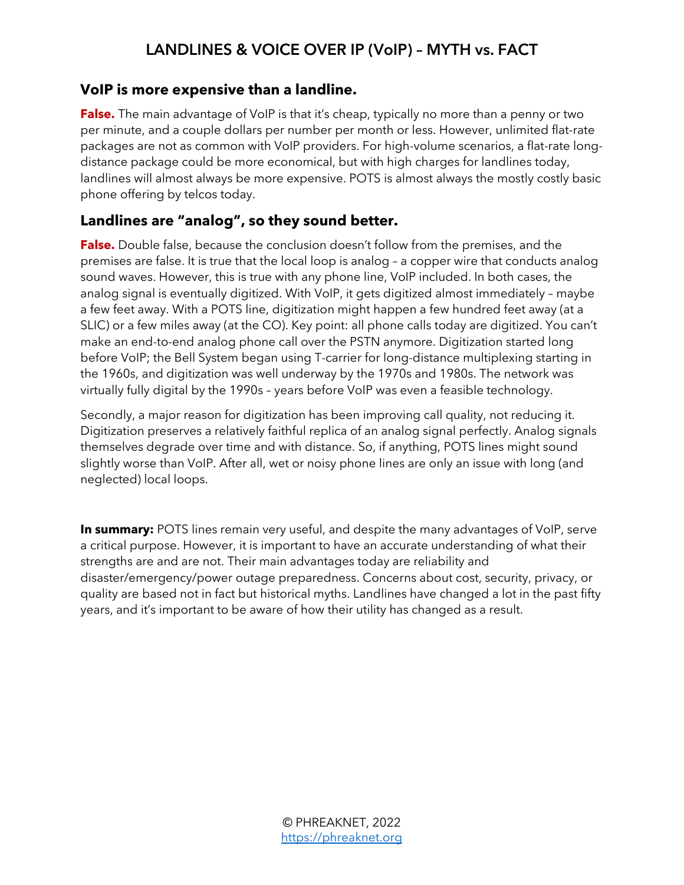# LANDLINES & VOICE OVER IP (VoIP) – MYTH vs. FACT

## VoIP is more expensive than a landline.

**False.** The main advantage of VoIP is that it's cheap, typically no more than a penny or two per minute, and a couple dollars per number per month or less. However, unlimited flat-rate packages are not as common with VoIP providers. For high-volume scenarios, a flat-rate long-distance package could be more economical, but with high charges for landlines today, landlines will almost always be more expensive. POTS is almost always the mostly costly basic phone offering by telcos today.

## Landlines are "analog", so they sound better.

**False.** Double false, because the conclusion doesn't follow from the premises, and the premises are false. It is true that the local loop is analog – a copper wire that conducts analog sound waves. However, this is true with any phone line, VoIP included. In both cases, the analog signal is eventually digitized. With VoIP, it gets digitized almost immediately – maybe a few feet away. With a POTS line, digitization might happen a few hundred feet away (at a SLIC) or a few miles away (at the CO). Key point: all phone calls today are digitized. You can't make an end-to-end analog phone call over the PSTN anymore. Digitization started long before VoIP; the Bell System began using T-carrier for long-distance multiplexing starting in the 1960s, and digitization was well underway by the 1970s and 1980s. The network was virtually fully digital by the 1990s – years before VoIP was even a feasible technology.

Secondly, a major reason for digitization has been improving call quality, not reducing it. Digitization preserves a relatively faithful replica of an analog signal perfectly. Analog signals themselves degrade over time and with distance. So, if anything, POTS lines might sound slightly worse than VoIP. After all, wet or noisy phone lines are only an issue with long (and neglected) local loops.

**In summary:** POTS lines remain very useful, and despite the many advantages of VoIP, serve a critical purpose. However, it is important to have an accurate understanding of what their strengths are and are not. Their main advantages today are reliability and disaster/emergency/power outage preparedness. Concerns about cost, security, privacy, or quality are based not in fact but historical myths. Landlines have changed a lot in the past fifty years, and it's important to be aware of how their utility has changed as a result.

© PHREAKNET, 2022
https://phreaknet.org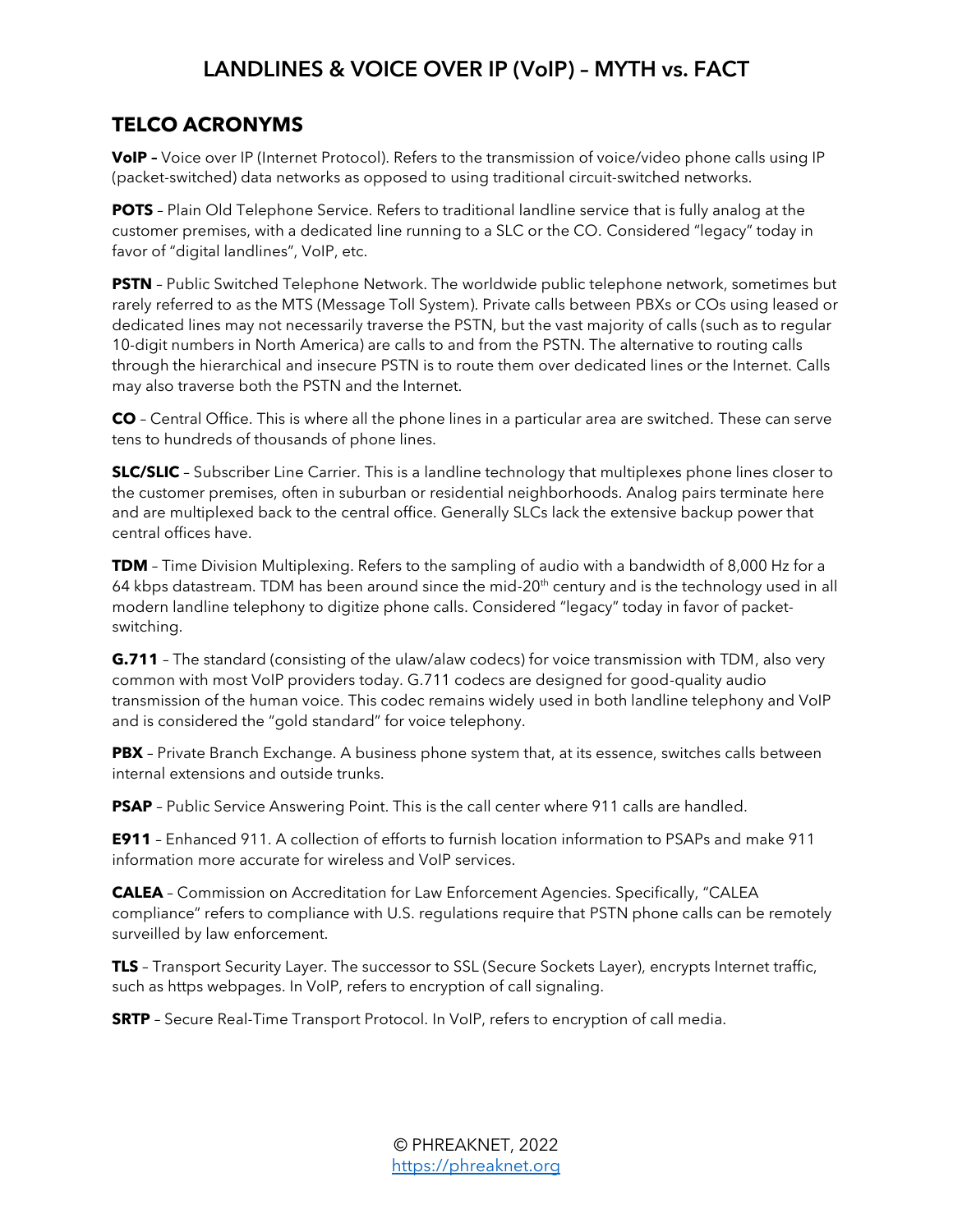# LANDLINES & VOICE OVER IP (VoIP) – MYTH vs. FACT

## TELCO ACRONYMS

**VoIP –** Voice over IP (Internet Protocol). Refers to the transmission of voice/video phone calls using IP (packet-switched) data networks as opposed to using traditional circuit-switched networks.

**POTS** – Plain Old Telephone Service. Refers to traditional landline service that is fully analog at the customer premises, with a dedicated line running to a SLC or the CO. Considered "legacy" today in favor of "digital landlines", VoIP, etc.

**PSTN** – Public Switched Telephone Network. The worldwide public telephone network, sometimes but rarely referred to as the MTS (Message Toll System). Private calls between PBXs or COs using leased or dedicated lines may not necessarily traverse the PSTN, but the vast majority of calls (such as to regular 10-digit numbers in North America) are calls to and from the PSTN. The alternative to routing calls through the hierarchical and insecure PSTN is to route them over dedicated lines or the Internet. Calls may also traverse both the PSTN and the Internet.

**CO** – Central Office. This is where all the phone lines in a particular area are switched. These can serve tens to hundreds of thousands of phone lines.

**SLC/SLIC** – Subscriber Line Carrier. This is a landline technology that multiplexes phone lines closer to the customer premises, often in suburban or residential neighborhoods. Analog pairs terminate here and are multiplexed back to the central office. Generally SLCs lack the extensive backup power that central offices have.

**TDM** – Time Division Multiplexing. Refers to the sampling of audio with a bandwidth of 8,000 Hz for a 64 kbps datastream. TDM has been around since the mid-20th century and is the technology used in all modern landline telephony to digitize phone calls. Considered "legacy" today in favor of packet-switching.

**G.711** – The standard (consisting of the ulaw/alaw codecs) for voice transmission with TDM, also very common with most VoIP providers today. G.711 codecs are designed for good-quality audio transmission of the human voice. This codec remains widely used in both landline telephony and VoIP and is considered the "gold standard" for voice telephony.

**PBX** – Private Branch Exchange. A business phone system that, at its essence, switches calls between internal extensions and outside trunks.

**PSAP** – Public Service Answering Point. This is the call center where 911 calls are handled.

**E911** – Enhanced 911. A collection of efforts to furnish location information to PSAPs and make 911 information more accurate for wireless and VoIP services.

**CALEA** – Commission on Accreditation for Law Enforcement Agencies. Specifically, "CALEA compliance" refers to compliance with U.S. regulations require that PSTN phone calls can be remotely surveilled by law enforcement.

**TLS** – Transport Security Layer. The successor to SSL (Secure Sockets Layer), encrypts Internet traffic, such as https webpages. In VoIP, refers to encryption of call signaling.

**SRTP** – Secure Real-Time Transport Protocol. In VoIP, refers to encryption of call media.

© PHREAKNET, 2022
https://phreaknet.org